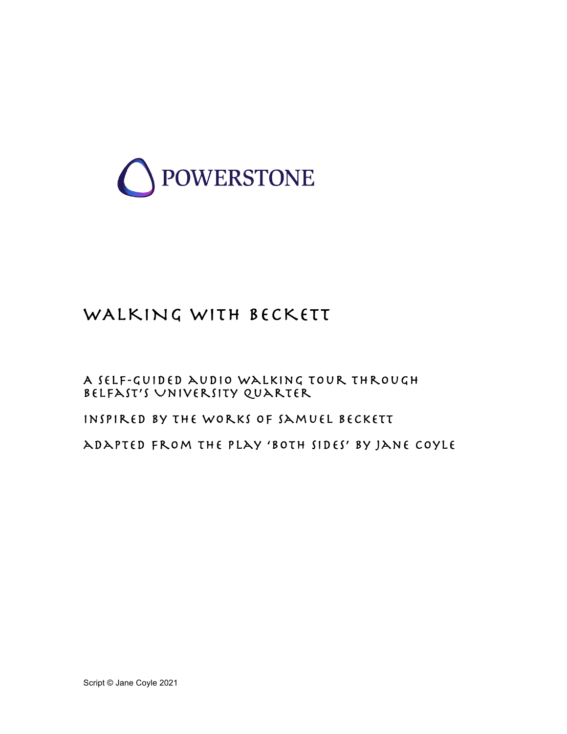POWERSTONE

# WALKING WITH BECKETT

A SELF-GUIDED AUDIO WALKING TOUR THROUGH BELFAST'S UNIVERSITY QUARTER

INSPIRED BY THE WORKS OF SAMUEL BECKETT

ADAPTED FROM THE PLAY 'BOTH SIDES' BY JANE COYLE

Script © Jane Coyle 2021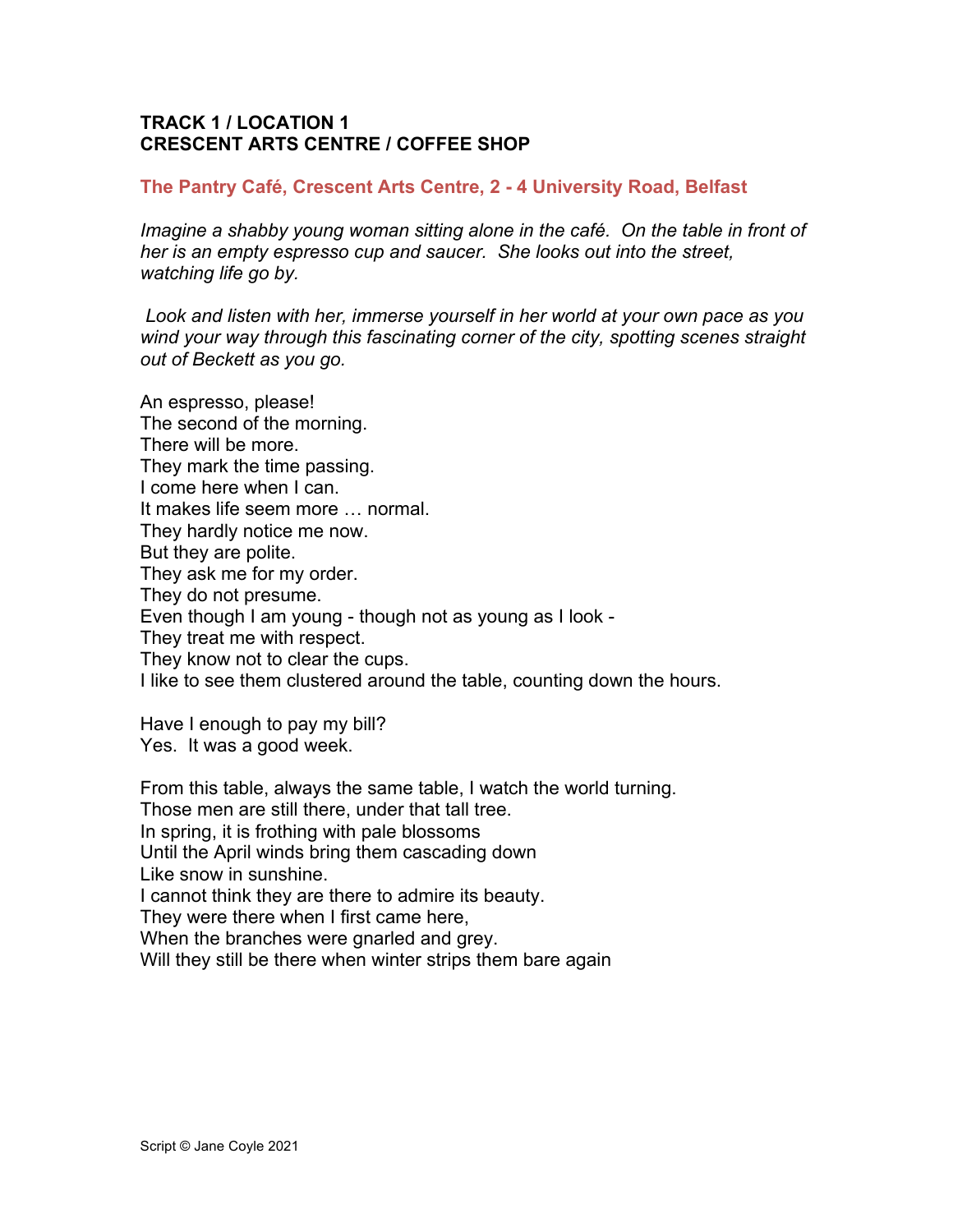**TRACK 1 / LOCATION 1**
**CRESCENT ARTS CENTRE / COFFEE SHOP**

**The Pantry Café, Crescent Arts Centre, 2 - 4 University Road, Belfast**

*Imagine a shabby young woman sitting alone in the café. On the table in front of her is an empty espresso cup and saucer. She looks out into the street, watching life go by.*

*Look and listen with her, immerse yourself in her world at your own pace as you wind your way through this fascinating corner of the city, spotting scenes straight out of Beckett as you go.*

An espresso, please!
The second of the morning.
There will be more.
They mark the time passing.
I come here when I can.
It makes life seem more … normal.
They hardly notice me now.
But they are polite.
They ask me for my order.
They do not presume.
Even though I am young - though not as young as I look -
They treat me with respect.
They know not to clear the cups.
I like to see them clustered around the table, counting down the hours.

Have I enough to pay my bill?
Yes. It was a good week.

From this table, always the same table, I watch the world turning.
Those men are still there, under that tall tree.
In spring, it is frothing with pale blossoms
Until the April winds bring them cascading down
Like snow in sunshine.
I cannot think they are there to admire its beauty.
They were there when I first came here,
When the branches were gnarled and grey.
Will they still be there when winter strips them bare again

Script © Jane Coyle 2021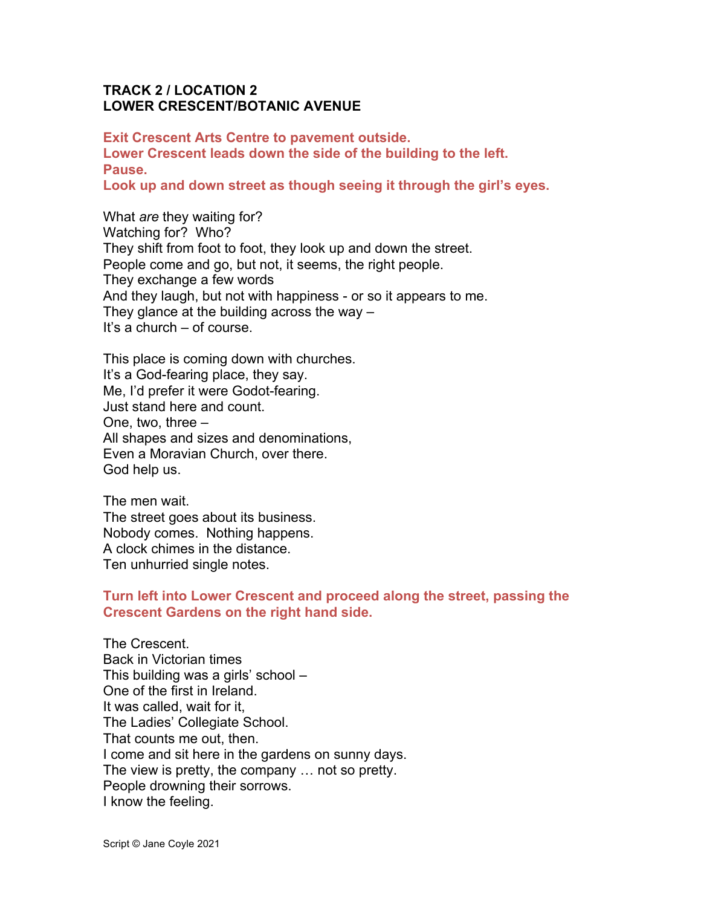**TRACK 2 / LOCATION 2**
**LOWER CRESCENT/BOTANIC AVENUE**

**Exit Crescent Arts Centre to pavement outside.**
**Lower Crescent leads down the side of the building to the left.**
**Pause.**
**Look up and down street as though seeing it through the girl's eyes.**

What *are* they waiting for?
Watching for? Who?
They shift from foot to foot, they look up and down the street.
People come and go, but not, it seems, the right people.
They exchange a few words
And they laugh, but not with happiness - or so it appears to me.
They glance at the building across the way –
It's a church – of course.

This place is coming down with churches.
It's a God-fearing place, they say.
Me, I'd prefer it were Godot-fearing.
Just stand here and count.
One, two, three –
All shapes and sizes and denominations,
Even a Moravian Church, over there.
God help us.

The men wait.
The street goes about its business.
Nobody comes. Nothing happens.
A clock chimes in the distance.
Ten unhurried single notes.

**Turn left into Lower Crescent and proceed along the street, passing the Crescent Gardens on the right hand side.**

The Crescent.
Back in Victorian times
This building was a girls' school –
One of the first in Ireland.
It was called, wait for it,
The Ladies' Collegiate School.
That counts me out, then.
I come and sit here in the gardens on sunny days.
The view is pretty, the company … not so pretty.
People drowning their sorrows.
I know the feeling.

Script © Jane Coyle 2021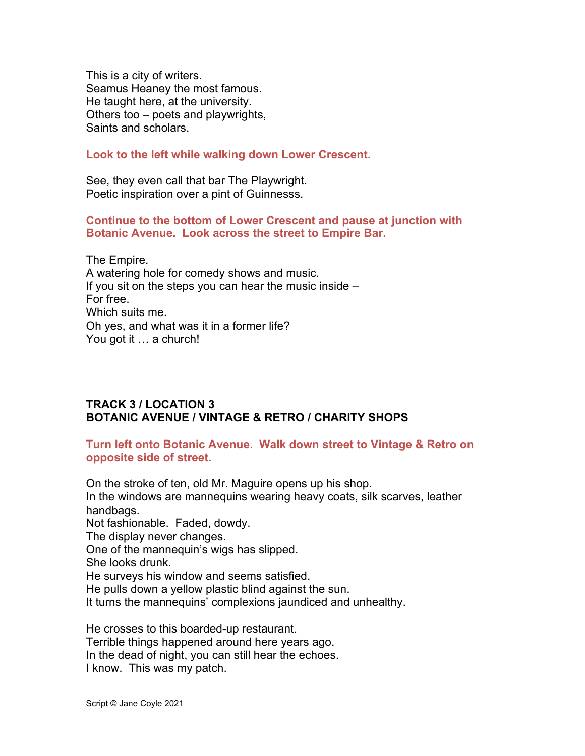This is a city of writers.
Seamus Heaney the most famous.
He taught here, at the university.
Others too – poets and playwrights,
Saints and scholars.

**Look to the left while walking down Lower Crescent.**

See, they even call that bar The Playwright.
Poetic inspiration over a pint of Guinnesss.

**Continue to the bottom of Lower Crescent and pause at junction with Botanic Avenue. Look across the street to Empire Bar.**

The Empire.
A watering hole for comedy shows and music.
If you sit on the steps you can hear the music inside –
For free.
Which suits me.
Oh yes, and what was it in a former life?
You got it … a church!

## TRACK 3 / LOCATION 3
## BOTANIC AVENUE / VINTAGE & RETRO / CHARITY SHOPS

**Turn left onto Botanic Avenue. Walk down street to Vintage & Retro on opposite side of street.**

On the stroke of ten, old Mr. Maguire opens up his shop.
In the windows are mannequins wearing heavy coats, silk scarves, leather handbags.
Not fashionable. Faded, dowdy.
The display never changes.
One of the mannequin's wigs has slipped.
She looks drunk.
He surveys his window and seems satisfied.
He pulls down a yellow plastic blind against the sun.
It turns the mannequins' complexions jaundiced and unhealthy.

He crosses to this boarded-up restaurant.
Terrible things happened around here years ago.
In the dead of night, you can still hear the echoes.
I know. This was my patch.

Script © Jane Coyle 2021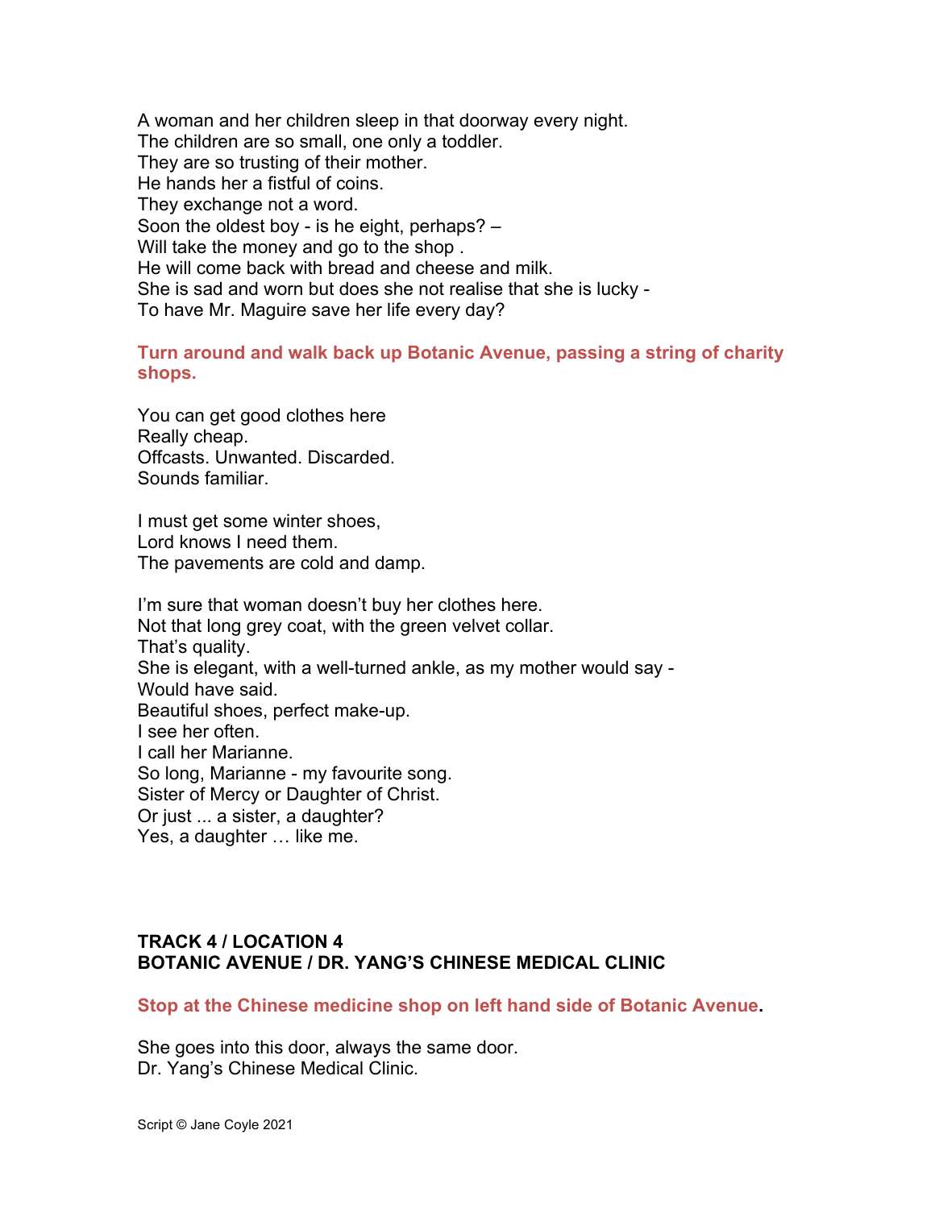A woman and her children sleep in that doorway every night.
The children are so small, one only a toddler.
They are so trusting of their mother.
He hands her a fistful of coins.
They exchange not a word.
Soon the oldest boy - is he eight, perhaps? –
Will take the money and go to the shop .
He will come back with bread and cheese and milk.
She is sad and worn but does she not realise that she is lucky -
To have Mr. Maguire save her life every day?

**Turn around and walk back up Botanic Avenue, passing a string of charity shops.**

You can get good clothes here
Really cheap.
Offcasts. Unwanted. Discarded.
Sounds familiar.

I must get some winter shoes,
Lord knows I need them.
The pavements are cold and damp.

I'm sure that woman doesn't buy her clothes here.
Not that long grey coat, with the green velvet collar.
That's quality.
She is elegant, with a well-turned ankle, as my mother would say -
Would have said.
Beautiful shoes, perfect make-up.
I see her often.
I call her Marianne.
So long, Marianne - my favourite song.
Sister of Mercy or Daughter of Christ.
Or just ... a sister, a daughter?
Yes, a daughter … like me.

**TRACK 4 / LOCATION 4**
**BOTANIC AVENUE / DR. YANG'S CHINESE MEDICAL CLINIC**

**Stop at the Chinese medicine shop on left hand side of Botanic Avenue.**

She goes into this door, always the same door.
Dr. Yang's Chinese Medical Clinic.

Script © Jane Coyle 2021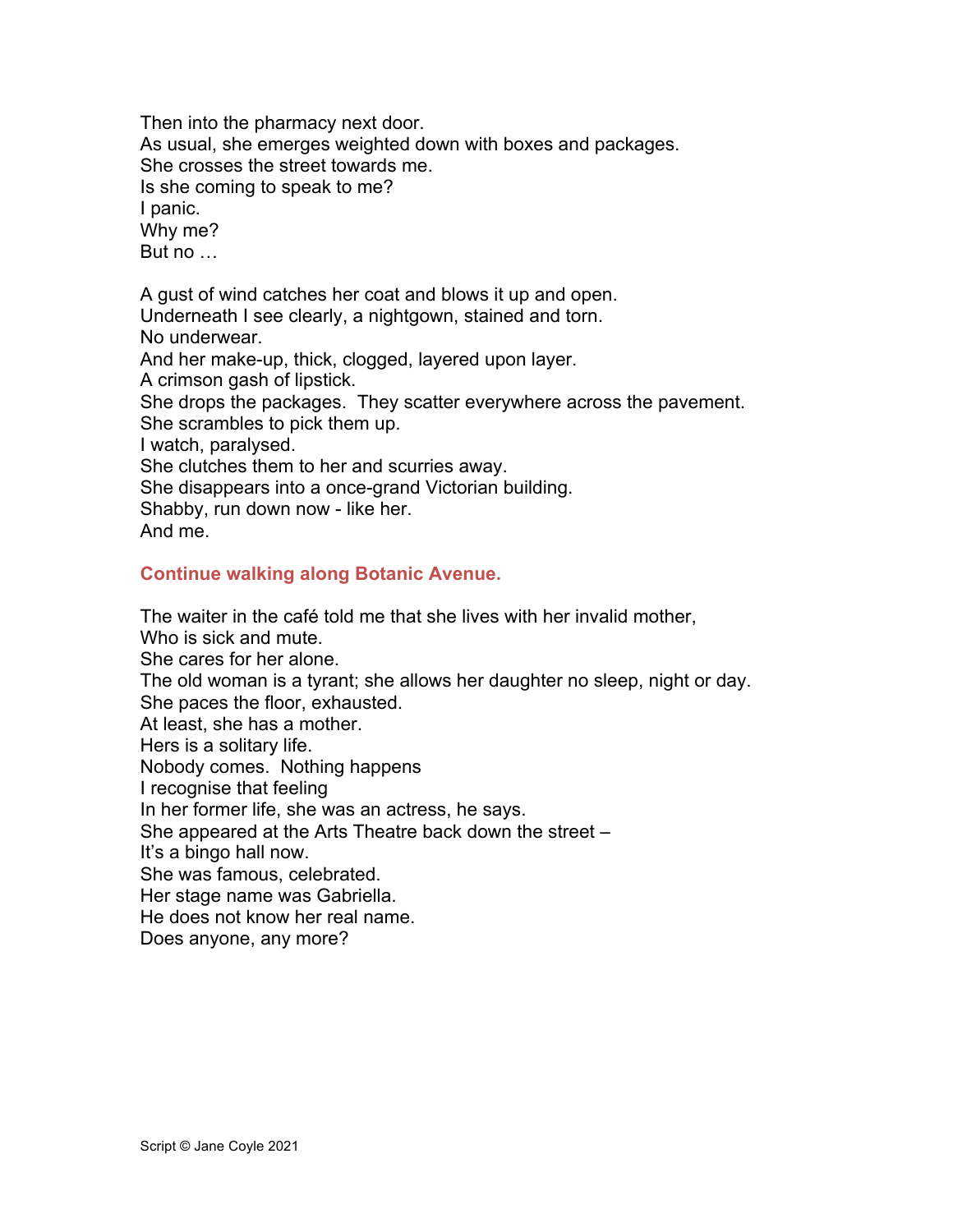Then into the pharmacy next door.
As usual, she emerges weighted down with boxes and packages.
She crosses the street towards me.
Is she coming to speak to me?
I panic.
Why me?
But no …

A gust of wind catches her coat and blows it up and open.
Underneath I see clearly, a nightgown, stained and torn.
No underwear.
And her make-up, thick, clogged, layered upon layer.
A crimson gash of lipstick.
She drops the packages.  They scatter everywhere across the pavement.
She scrambles to pick them up.
I watch, paralysed.
She clutches them to her and scurries away.
She disappears into a once-grand Victorian building.
Shabby, run down now - like her.
And me.

**Continue walking along Botanic Avenue.**

The waiter in the café told me that she lives with her invalid mother,
Who is sick and mute.
She cares for her alone.
The old woman is a tyrant; she allows her daughter no sleep, night or day.
She paces the floor, exhausted.
At least, she has a mother.
Hers is a solitary life.
Nobody comes.  Nothing happens
I recognise that feeling
In her former life, she was an actress, he says.
She appeared at the Arts Theatre back down the street –
It's a bingo hall now.
She was famous, celebrated.
Her stage name was Gabriella.
He does not know her real name.
Does anyone, any more?

Script © Jane Coyle 2021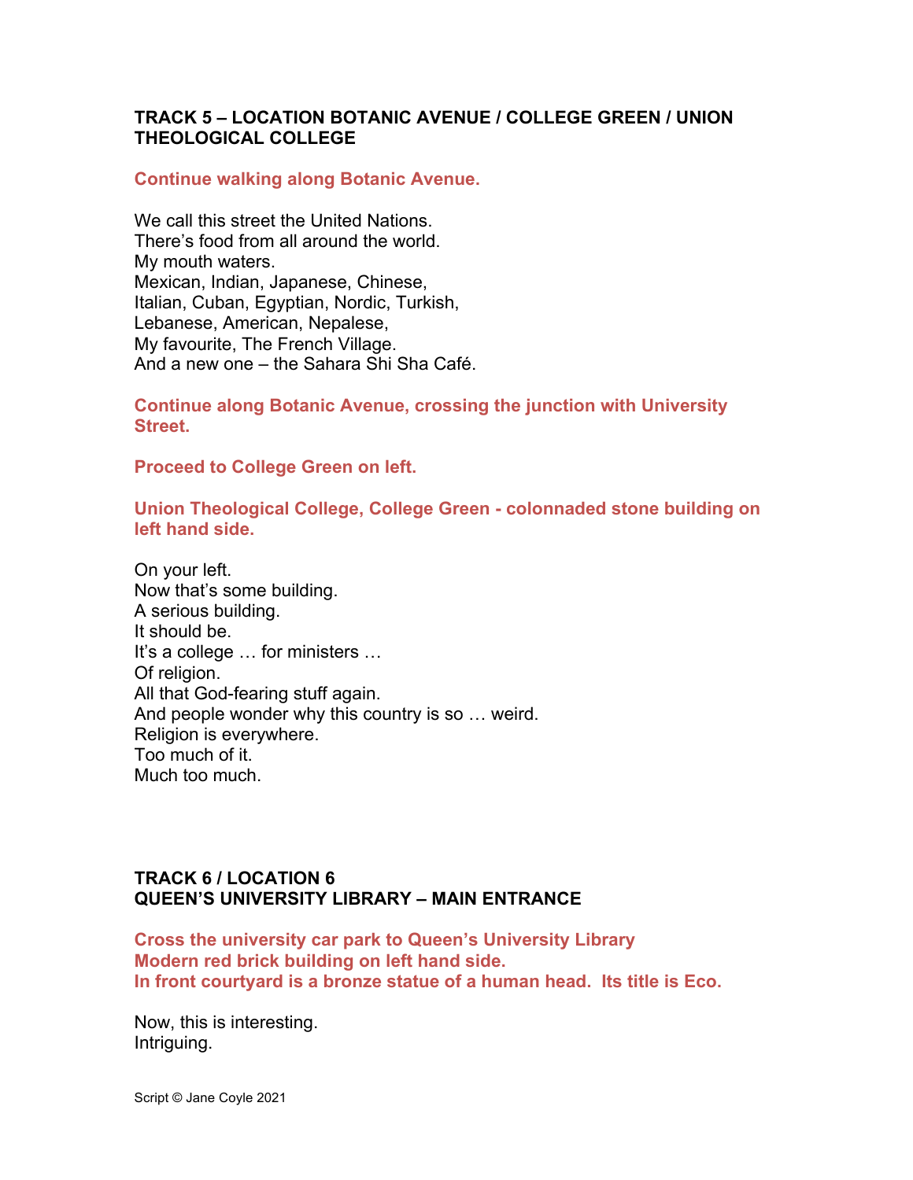### TRACK 5 – LOCATION BOTANIC AVENUE / COLLEGE GREEN / UNION THEOLOGICAL COLLEGE

**Continue walking along Botanic Avenue.**

We call this street the United Nations.
There's food from all around the world.
My mouth waters.
Mexican, Indian, Japanese, Chinese,
Italian, Cuban, Egyptian, Nordic, Turkish,
Lebanese, American, Nepalese,
My favourite, The French Village.
And a new one – the Sahara Shi Sha Café.

**Continue along Botanic Avenue, crossing the junction with University Street.**

**Proceed to College Green on left.**

**Union Theological College, College Green - colonnaded stone building on left hand side.**

On your left.
Now that's some building.
A serious building.
It should be.
It's a college … for ministers …
Of religion.
All that God-fearing stuff again.
And people wonder why this country is so … weird.
Religion is everywhere.
Too much of it.
Much too much.

### TRACK 6 / LOCATION 6
### QUEEN'S UNIVERSITY LIBRARY – MAIN ENTRANCE

**Cross the university car park to Queen's University Library**
**Modern red brick building on left hand side.**
**In front courtyard is a bronze statue of a human head. Its title is Eco.**

Now, this is interesting.
Intriguing.

Script © Jane Coyle 2021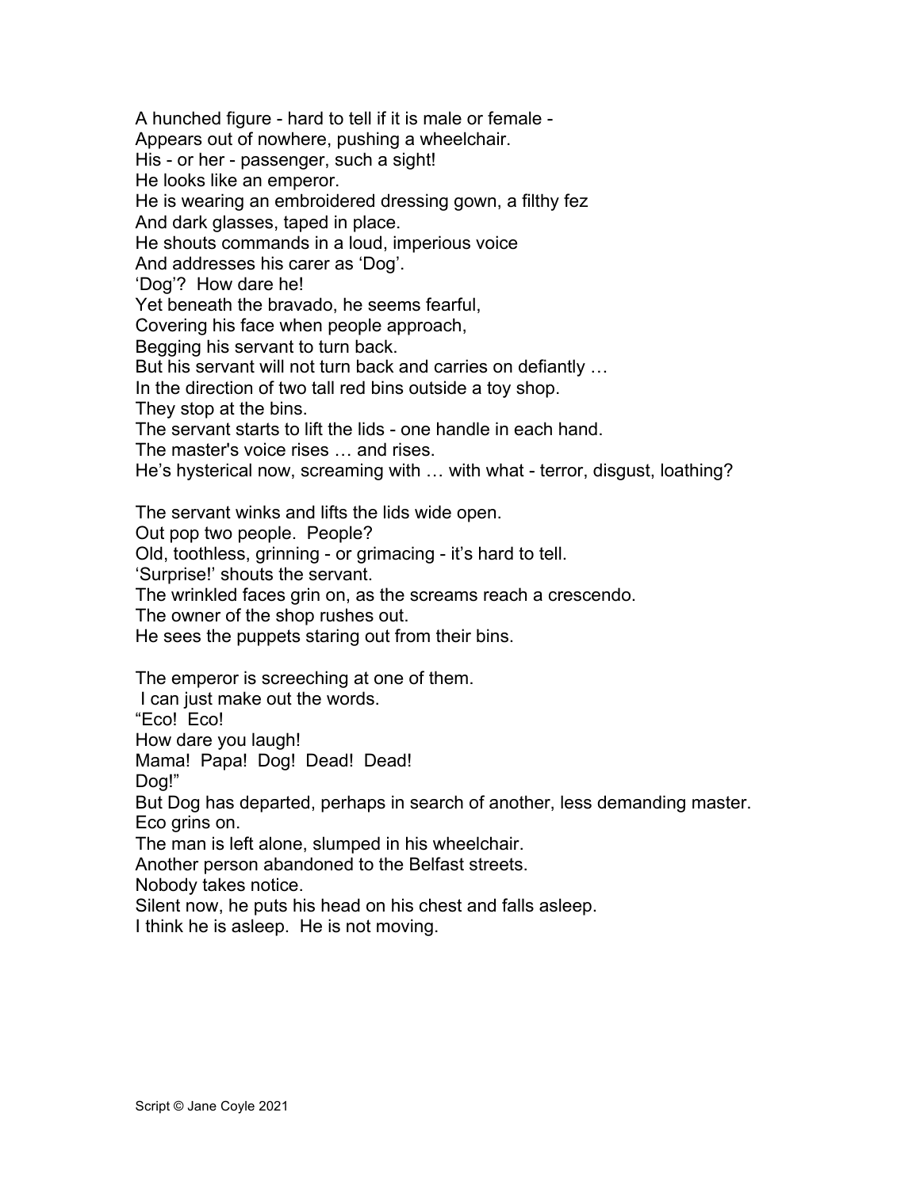A hunched figure - hard to tell if it is male or female -
Appears out of nowhere, pushing a wheelchair.
His - or her - passenger, such a sight!
He looks like an emperor.
He is wearing an embroidered dressing gown, a filthy fez
And dark glasses, taped in place.
He shouts commands in a loud, imperious voice
And addresses his carer as 'Dog'.
'Dog'? How dare he!
Yet beneath the bravado, he seems fearful,
Covering his face when people approach,
Begging his servant to turn back.
But his servant will not turn back and carries on defiantly …
In the direction of two tall red bins outside a toy shop.
They stop at the bins.
The servant starts to lift the lids - one handle in each hand.
The master's voice rises … and rises.
He's hysterical now, screaming with … with what - terror, disgust, loathing?

The servant winks and lifts the lids wide open.
Out pop two people. People?
Old, toothless, grinning - or grimacing - it's hard to tell.
'Surprise!' shouts the servant.
The wrinkled faces grin on, as the screams reach a crescendo.
The owner of the shop rushes out.
He sees the puppets staring out from their bins.

The emperor is screeching at one of them.
I can just make out the words.
"Eco! Eco!
How dare you laugh!
Mama! Papa! Dog! Dead! Dead!
Dog!"
But Dog has departed, perhaps in search of another, less demanding master.
Eco grins on.
The man is left alone, slumped in his wheelchair.
Another person abandoned to the Belfast streets.
Nobody takes notice.
Silent now, he puts his head on his chest and falls asleep.
I think he is asleep. He is not moving.

Script © Jane Coyle 2021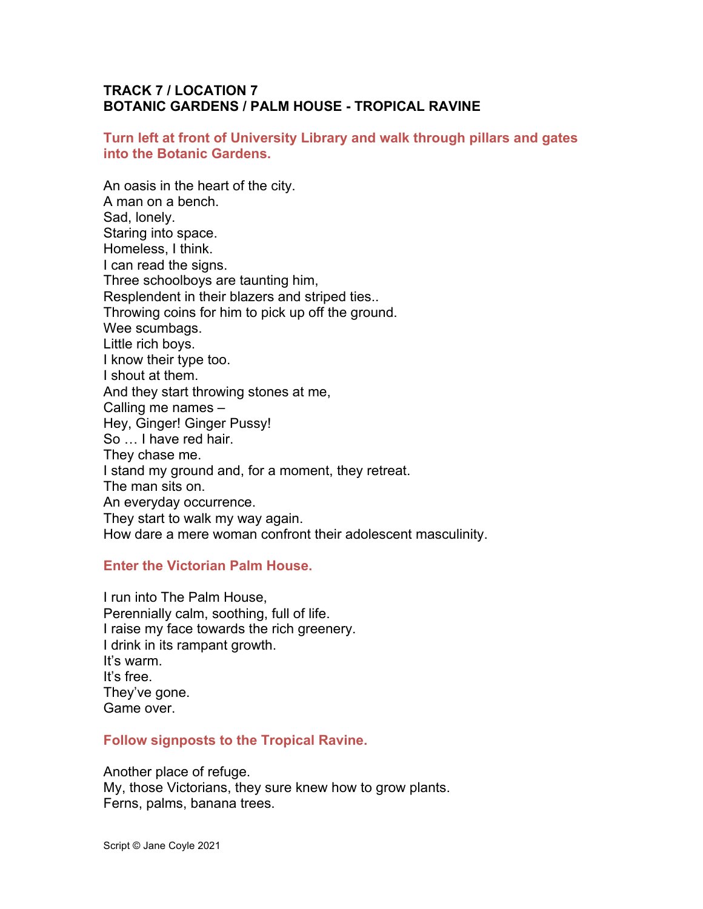**TRACK 7 / LOCATION 7**
**BOTANIC GARDENS / PALM HOUSE - TROPICAL RAVINE**

**Turn left at front of University Library and walk through pillars and gates into the Botanic Gardens.**

An oasis in the heart of the city.
A man on a bench.
Sad, lonely.
Staring into space.
Homeless, I think.
I can read the signs.
Three schoolboys are taunting him,
Resplendent in their blazers and striped ties..
Throwing coins for him to pick up off the ground.
Wee scumbags.
Little rich boys.
I know their type too.
I shout at them.
And they start throwing stones at me,
Calling me names –
Hey, Ginger! Ginger Pussy!
So … I have red hair.
They chase me.
I stand my ground and, for a moment, they retreat.
The man sits on.
An everyday occurrence.
They start to walk my way again.
How dare a mere woman confront their adolescent masculinity.

**Enter the Victorian Palm House.**

I run into The Palm House,
Perennially calm, soothing, full of life.
I raise my face towards the rich greenery.
I drink in its rampant growth.
It's warm.
It's free.
They've gone.
Game over.

**Follow signposts to the Tropical Ravine.**

Another place of refuge.
My, those Victorians, they sure knew how to grow plants.
Ferns, palms, banana trees.

Script © Jane Coyle 2021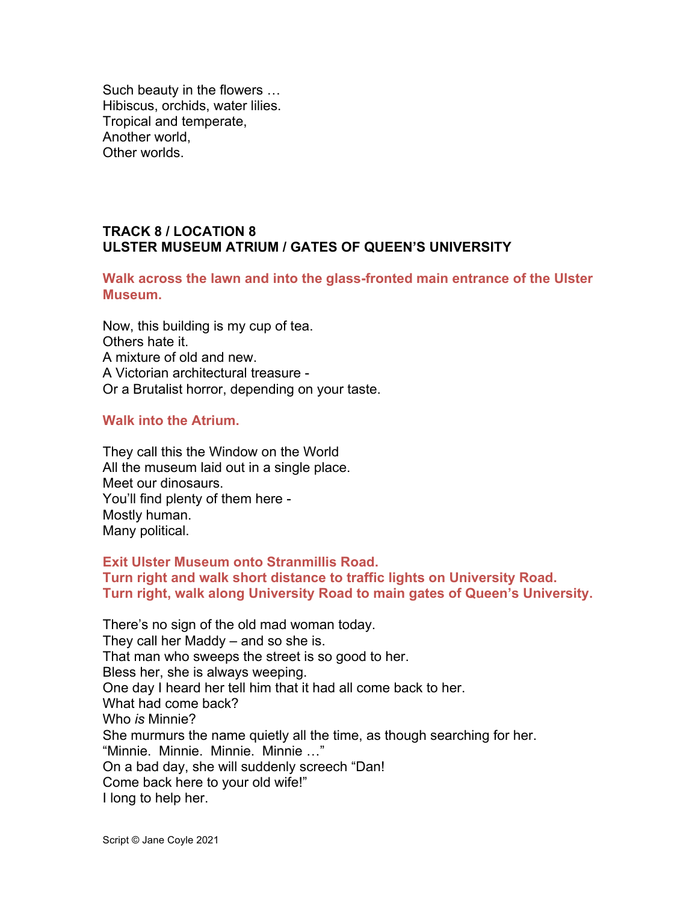Such beauty in the flowers …  
Hibiscus, orchids, water lilies.  
Tropical and temperate,  
Another world,  
Other worlds.

## TRACK 8 / LOCATION 8
## ULSTER MUSEUM ATRIUM / GATES OF QUEEN'S UNIVERSITY

**Walk across the lawn and into the glass-fronted main entrance of the Ulster Museum.**

Now, this building is my cup of tea.  
Others hate it.  
A mixture of old and new.  
A Victorian architectural treasure -  
Or a Brutalist horror, depending on your taste.

**Walk into the Atrium.**

They call this the Window on the World  
All the museum laid out in a single place.  
Meet our dinosaurs.  
You'll find plenty of them here -  
Mostly human.  
Many political.

**Exit Ulster Museum onto Stranmillis Road.**  
**Turn right and walk short distance to traffic lights on University Road.**  
**Turn right, walk along University Road to main gates of Queen's University.**

There's no sign of the old mad woman today.  
They call her Maddy – and so she is.  
That man who sweeps the street is so good to her.  
Bless her, she is always weeping.  
One day I heard her tell him that it had all come back to her.  
What had come back?  
Who *is* Minnie?  
She murmurs the name quietly all the time, as though searching for her.  
"Minnie. Minnie. Minnie. Minnie …"  
On a bad day, she will suddenly screech "Dan!  
Come back here to your old wife!"  
I long to help her.

Script © Jane Coyle 2021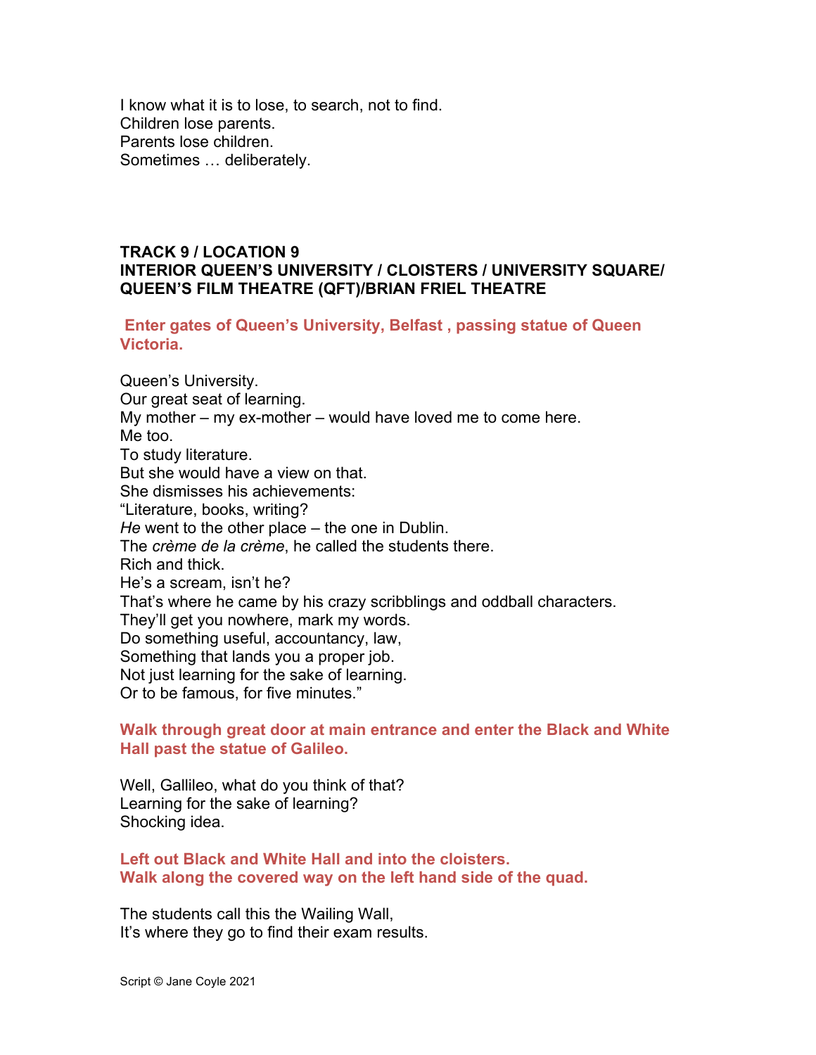I know what it is to lose, to search, not to find.
Children lose parents.
Parents lose children.
Sometimes … deliberately.

**TRACK 9 / LOCATION 9**
**INTERIOR QUEEN'S UNIVERSITY / CLOISTERS / UNIVERSITY SQUARE/ QUEEN'S FILM THEATRE (QFT)/BRIAN FRIEL THEATRE**

**Enter gates of Queen's University, Belfast , passing statue of Queen Victoria.**

Queen's University.
Our great seat of learning.
My mother – my ex-mother – would have loved me to come here.
Me too.
To study literature.
But she would have a view on that.
She dismisses his achievements:
"Literature, books, writing?
*He* went to the other place – the one in Dublin.
The *crème de la crème*, he called the students there.
Rich and thick.
He's a scream, isn't he?
That's where he came by his crazy scribblings and oddball characters.
They'll get you nowhere, mark my words.
Do something useful, accountancy, law,
Something that lands you a proper job.
Not just learning for the sake of learning.
Or to be famous, for five minutes."

**Walk through great door at main entrance and enter the Black and White Hall past the statue of Galileo.**

Well, Gallileo, what do you think of that?
Learning for the sake of learning?
Shocking idea.

**Left out Black and White Hall and into the cloisters.**
**Walk along the covered way on the left hand side of the quad.**

The students call this the Wailing Wall,
It's where they go to find their exam results.

Script © Jane Coyle 2021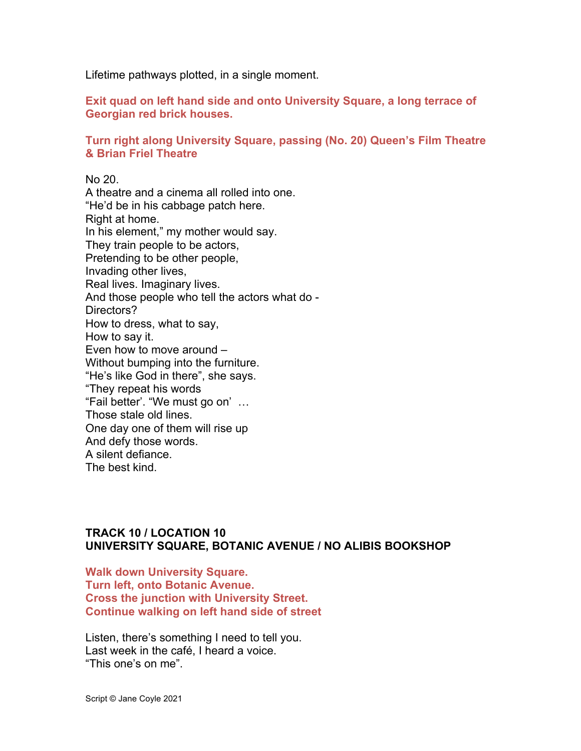Lifetime pathways plotted, in a single moment.

**Exit quad on left hand side and onto University Square, a long terrace of Georgian red brick houses.**

**Turn right along University Square, passing (No. 20) Queen's Film Theatre & Brian Friel Theatre**

No 20.
A theatre and a cinema all rolled into one.
"He'd be in his cabbage patch here.
Right at home.
In his element," my mother would say.
They train people to be actors,
Pretending to be other people,
Invading other lives,
Real lives. Imaginary lives.
And those people who tell the actors what do -
Directors?
How to dress, what to say,
How to say it.
Even how to move around –
Without bumping into the furniture.
"He's like God in there", she says.
"They repeat his words
"Fail better'. "We must go on' …
Those stale old lines.
One day one of them will rise up
And defy those words.
A silent defiance.
The best kind.

**TRACK 10 / LOCATION 10**
**UNIVERSITY SQUARE, BOTANIC AVENUE / NO ALIBIS BOOKSHOP**

**Walk down University Square.**
**Turn left, onto Botanic Avenue.**
**Cross the junction with University Street.**
**Continue walking on left hand side of street**

Listen, there's something I need to tell you.
Last week in the café, I heard a voice.
"This one's on me".

Script © Jane Coyle 2021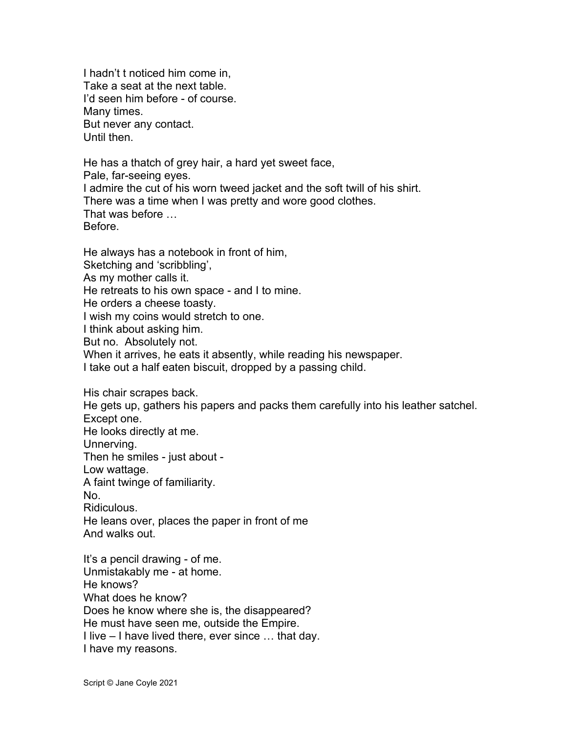I hadn't t noticed him come in,  
Take a seat at the next table.  
I'd seen him before - of course.  
Many times.  
But never any contact.  
Until then.

He has a thatch of grey hair, a hard yet sweet face,  
Pale, far-seeing eyes.  
I admire the cut of his worn tweed jacket and the soft twill of his shirt.  
There was a time when I was pretty and wore good clothes.  
That was before …  
Before.

He always has a notebook in front of him,  
Sketching and 'scribbling',  
As my mother calls it.  
He retreats to his own space - and I to mine.  
He orders a cheese toasty.  
I wish my coins would stretch to one.  
I think about asking him.  
But no.  Absolutely not.  
When it arrives, he eats it absently, while reading his newspaper.  
I take out a half eaten biscuit, dropped by a passing child.

His chair scrapes back.  
He gets up, gathers his papers and packs them carefully into his leather satchel.  
Except one.  
He looks directly at me.  
Unnerving.  
Then he smiles - just about -  
Low wattage.  
A faint twinge of familiarity.  
No.  
Ridiculous.  
He leans over, places the paper in front of me  
And walks out.

It's a pencil drawing - of me.  
Unmistakably me - at home.  
He knows?  
What does he know?  
Does he know where she is, the disappeared?  
He must have seen me, outside the Empire.  
I live – I have lived there, ever since … that day.  
I have my reasons.

Script © Jane Coyle 2021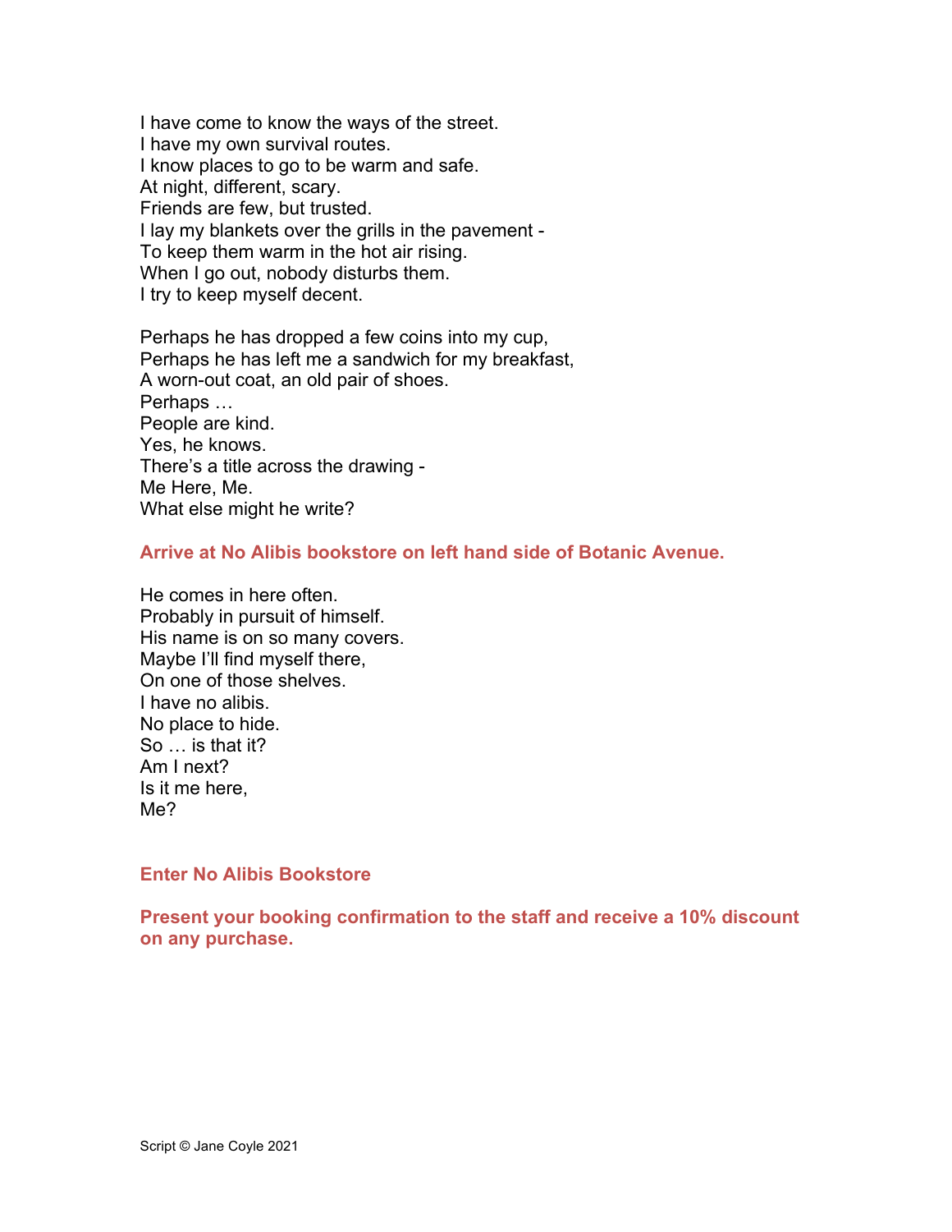I have come to know the ways of the street.  
I have my own survival routes.  
I know places to go to be warm and safe.  
At night, different, scary.  
Friends are few, but trusted.  
I lay my blankets over the grills in the pavement -  
To keep them warm in the hot air rising.  
When I go out, nobody disturbs them.  
I try to keep myself decent.

Perhaps he has dropped a few coins into my cup,  
Perhaps he has left me a sandwich for my breakfast,  
A worn-out coat, an old pair of shoes.  
Perhaps …  
People are kind.  
Yes, he knows.  
There's a title across the drawing -  
Me Here, Me.  
What else might he write?

**Arrive at No Alibis bookstore on left hand side of Botanic Avenue.**

He comes in here often.  
Probably in pursuit of himself.  
His name is on so many covers.  
Maybe I'll find myself there,  
On one of those shelves.  
I have no alibis.  
No place to hide.  
So … is that it?  
Am I next?  
Is it me here,  
Me?

**Enter No Alibis Bookstore**

**Present your booking confirmation to the staff and receive a 10% discount on any purchase.**

Script © Jane Coyle 2021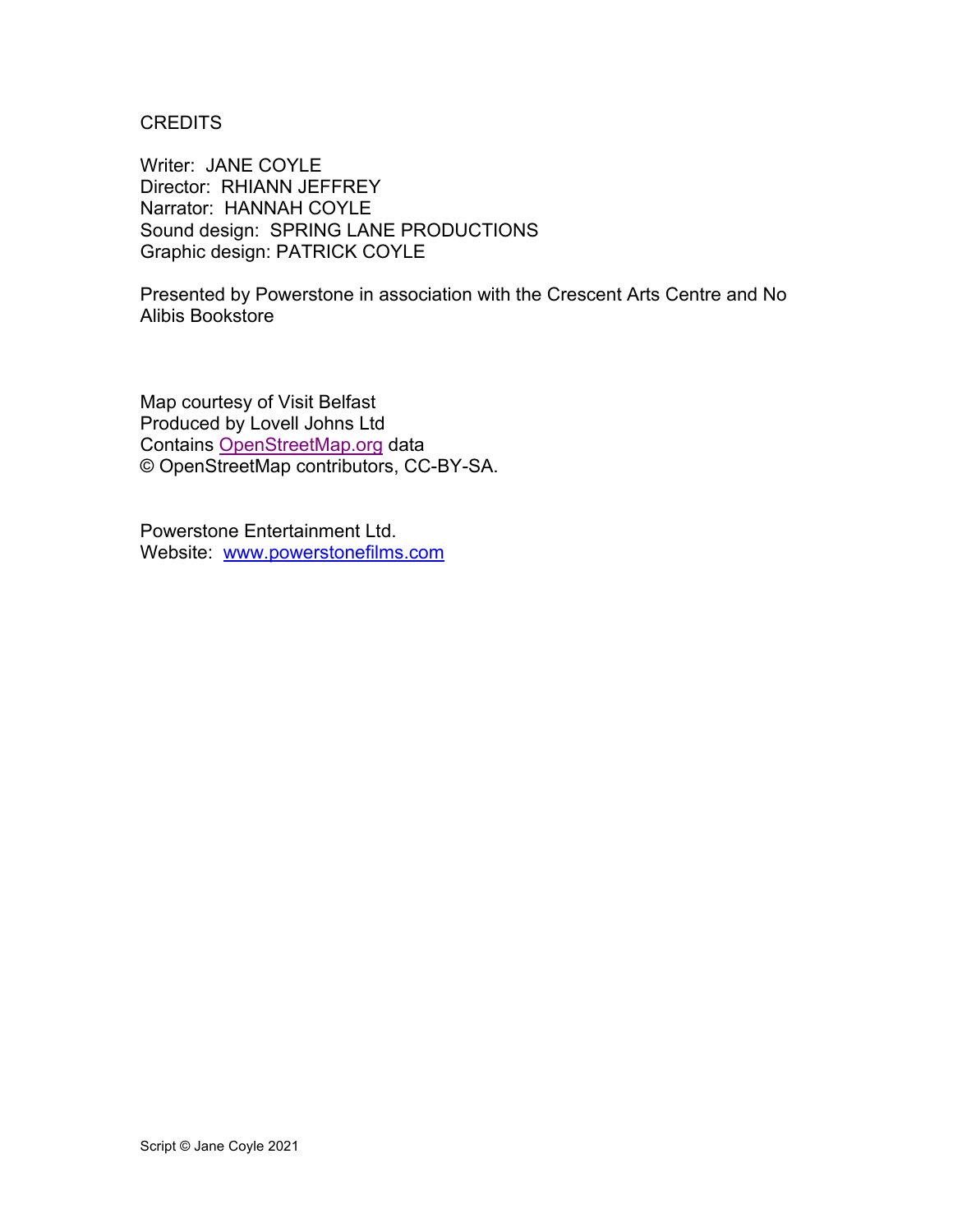CREDITS

Writer: JANE COYLE
Director: RHIANN JEFFREY
Narrator: HANNAH COYLE
Sound design: SPRING LANE PRODUCTIONS
Graphic design: PATRICK COYLE

Presented by Powerstone in association with the Crescent Arts Centre and No Alibis Bookstore

Map courtesy of Visit Belfast
Produced by Lovell Johns Ltd
Contains [OpenStreetMap.org](OpenStreetMap.org) data
© OpenStreetMap contributors, CC-BY-SA.

Powerstone Entertainment Ltd.
Website: [www.powerstonefilms.com](www.powerstonefilms.com)

Script © Jane Coyle 2021